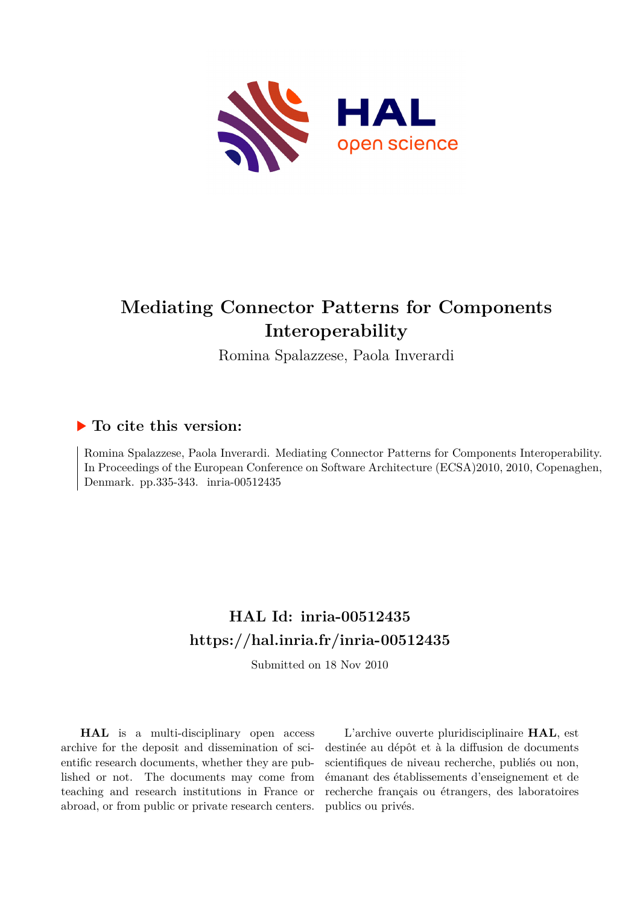# Mediating Connector Patterns for Components Interoperability

Romina Spalazzese, Paola Inverardi

## ▶ To cite this version:

Romina Spalazzese, Paola Inverardi. Mediating Connector Patterns for Components Interoperability. In Proceedings of the European Conference on Software Architecture (ECSA)2010, 2010, Copenaghen, Denmark. pp.335-343. inria-00512435

## HAL Id: inria-00512435

## https://hal.inria.fr/inria-00512435

Submitted on 18 Nov 2010

**HAL** is a multi-disciplinary open access archive for the deposit and dissemination of scientific research documents, whether they are published or not. The documents may come from teaching and research institutions in France or abroad, or from public or private research centers.

L'archive ouverte pluridisciplinaire **HAL**, est destinée au dépôt et à la diffusion de documents scientifiques de niveau recherche, publiés ou non, émanant des établissements d'enseignement et de recherche français ou étrangers, des laboratoires publics ou privés.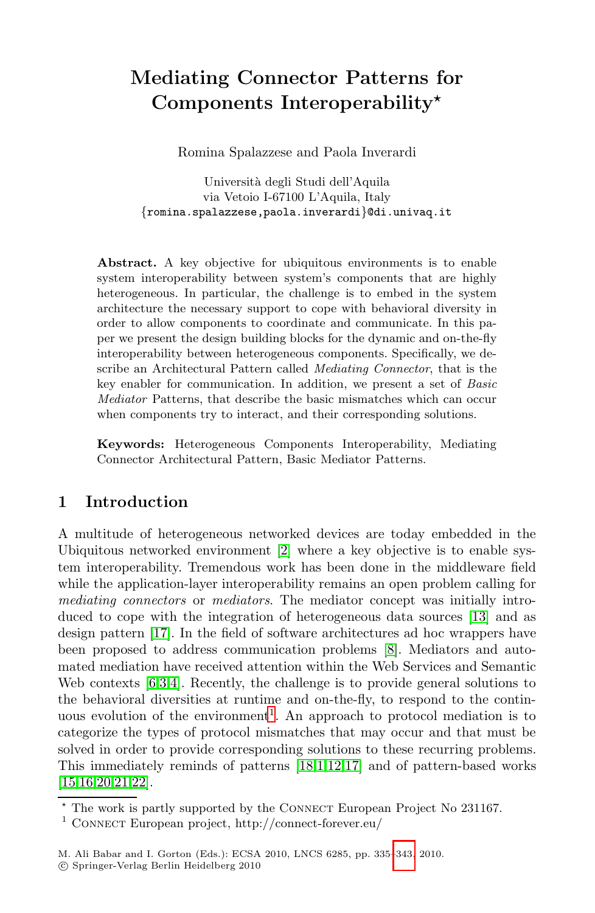# Mediating Connector Patterns for Components Interoperability*

Romina Spalazzese and Paola Inverardi

Università degli Studi dell'Aquila  
via Vetoio I-67100 L'Aquila, Italy  
{romina.spalazzese,paola.inverardi}@di.univaq.it

**Abstract.** A key objective for ubiquitous environments is to enable system interoperability between system's components that are highly heterogeneous. In particular, the challenge is to embed in the system architecture the necessary support to cope with behavioral diversity in order to allow components to coordinate and communicate. In this paper we present the design building blocks for the dynamic and on-the-fly interoperability between heterogeneous components. Specifically, we describe an Architectural Pattern called *Mediating Connector*, that is the key enabler for communication. In addition, we present a set of *Basic Mediator* Patterns, that describe the basic mismatches which can occur when components try to interact, and their corresponding solutions.

**Keywords:** Heterogeneous Components Interoperability, Mediating Connector Architectural Pattern, Basic Mediator Patterns.

## 1 Introduction

A multitude of heterogeneous networked devices are today embedded in the Ubiquitous networked environment [2] where a key objective is to enable system interoperability. Tremendous work has been done in the middleware field while the application-layer interoperability remains an open problem calling for *mediating connectors* or *mediators*. The mediator concept was initially introduced to cope with the integration of heterogeneous data sources [13] and as design pattern [17]. In the field of software architectures ad hoc wrappers have been proposed to address communication problems [8]. Mediators and automated mediation have received attention within the Web Services and Semantic Web contexts [6,3,4]. Recently, the challenge is to provide general solutions to the behavioral diversities at runtime and on-the-fly, to respond to the continuous evolution of the environment[1]. An approach to protocol mediation is to categorize the types of protocol mismatches that may occur and that must be solved in order to provide corresponding solutions to these recurring problems. This immediately reminds of patterns [18,1,12,17] and of pattern-based works [15,16,20,21,22].

---

* The work is partly supported by the Connect European Project No 231167.

[1] Connect European project, http://connect-forever.eu/

M. Ali Babar and I. Gorton (Eds.): ECSA 2010, LNCS 6285, pp. 335–343, 2010.  
© Springer-Verlag Berlin Heidelberg 2010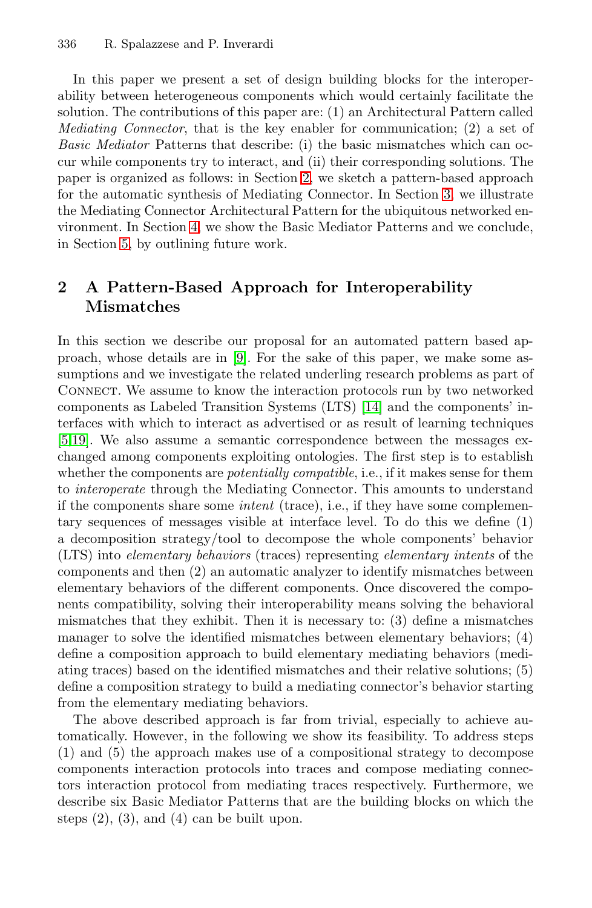In this paper we present a set of design building blocks for the interoperability between heterogeneous components which would certainly facilitate the solution. The contributions of this paper are: (1) an Architectural Pattern called *Mediating Connector*, that is the key enabler for communication; (2) a set of *Basic Mediator* Patterns that describe: (i) the basic mismatches which can occur while components try to interact, and (ii) their corresponding solutions. The paper is organized as follows: in Section 2, we sketch a pattern-based approach for the automatic synthesis of Mediating Connector. In Section 3, we illustrate the Mediating Connector Architectural Pattern for the ubiquitous networked environment. In Section 4, we show the Basic Mediator Patterns and we conclude, in Section 5, by outlining future work.

## 2 A Pattern-Based Approach for Interoperability Mismatches

In this section we describe our proposal for an automated pattern based approach, whose details are in [9]. For the sake of this paper, we make some assumptions and we investigate the related underling research problems as part of Connect. We assume to know the interaction protocols run by two networked components as Labeled Transition Systems (LTS) [14] and the components' interfaces with which to interact as advertised or as result of learning techniques [5,19]. We also assume a semantic correspondence between the messages exchanged among components exploiting ontologies. The first step is to establish whether the components are *potentially compatible*, i.e., if it makes sense for them to *interoperate* through the Mediating Connector. This amounts to understand if the components share some *intent* (trace), i.e., if they have some complementary sequences of messages visible at interface level. To do this we define (1) a decomposition strategy/tool to decompose the whole components' behavior (LTS) into *elementary behaviors* (traces) representing *elementary intents* of the components and then (2) an automatic analyzer to identify mismatches between elementary behaviors of the different components. Once discovered the components compatibility, solving their interoperability means solving the behavioral mismatches that they exhibit. Then it is necessary to: (3) define a mismatches manager to solve the identified mismatches between elementary behaviors; (4) define a composition approach to build elementary mediating behaviors (mediating traces) based on the identified mismatches and their relative solutions; (5) define a composition strategy to build a mediating connector's behavior starting from the elementary mediating behaviors.

The above described approach is far from trivial, especially to achieve automatically. However, in the following we show its feasibility. To address steps (1) and (5) the approach makes use of a compositional strategy to decompose components interaction protocols into traces and compose mediating connectors interaction protocol from mediating traces respectively. Furthermore, we describe six Basic Mediator Patterns that are the building blocks on which the steps (2), (3), and (4) can be built upon.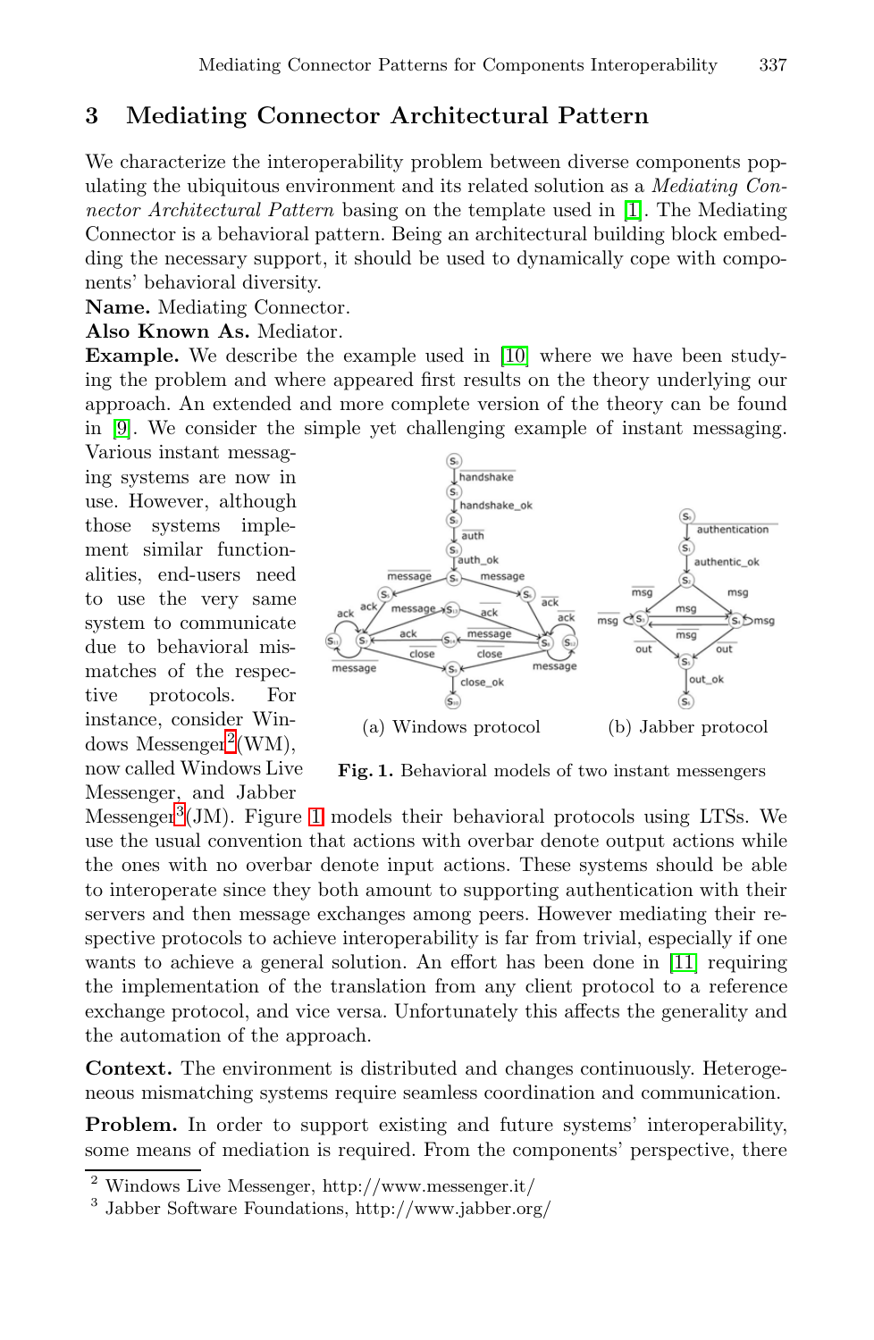## 3 Mediating Connector Architectural Pattern

We characterize the interoperability problem between diverse components populating the ubiquitous environment and its related solution as a *Mediating Connector Architectural Pattern* basing on the template used in [1]. The Mediating Connector is a behavioral pattern. Being an architectural building block embedding the necessary support, it should be used to dynamically cope with components' behavioral diversity.

**Name.** Mediating Connector.

**Also Known As.** Mediator.

**Example.** We describe the example used in [10] where we have been studying the problem and where appeared first results on the theory underlying our approach. An extended and more complete version of the theory can be found in [9]. We consider the simple yet challenging example of instant messaging. Various instant messaging systems are now in use. However, although those systems implement similar functionalities, end-users need to use the very same system to communicate due to behavioral mismatches of the respective protocols. For instance, consider Windows Messenger[2] (WM), now called Windows Live Messenger, and Jabber Messenger[3] (JM). Figure 1 models their behavioral protocols using LTSs. We use the usual convention that actions with overbar denote output actions while the ones with no overbar denote input actions. These systems should be able to interoperate since they both amount to supporting authentication with their servers and then message exchanges among peers. However mediating their respective protocols to achieve interoperability is far from trivial, especially if one wants to achieve a general solution. An effort has been done in [11] requiring the implementation of the translation from any client protocol to a reference exchange protocol, and vice versa. Unfortunately this affects the generality and the automation of the approach.

(a) Windows protocol (b) Jabber protocol

**Fig. 1.** Behavioral models of two instant messengers

**Context.** The environment is distributed and changes continuously. Heterogeneous mismatching systems require seamless coordination and communication.

**Problem.** In order to support existing and future systems' interoperability, some means of mediation is required. From the components' perspective, there

---

[2] Windows Live Messenger, http://www.messenger.it/

[3] Jabber Software Foundations, http://www.jabber.org/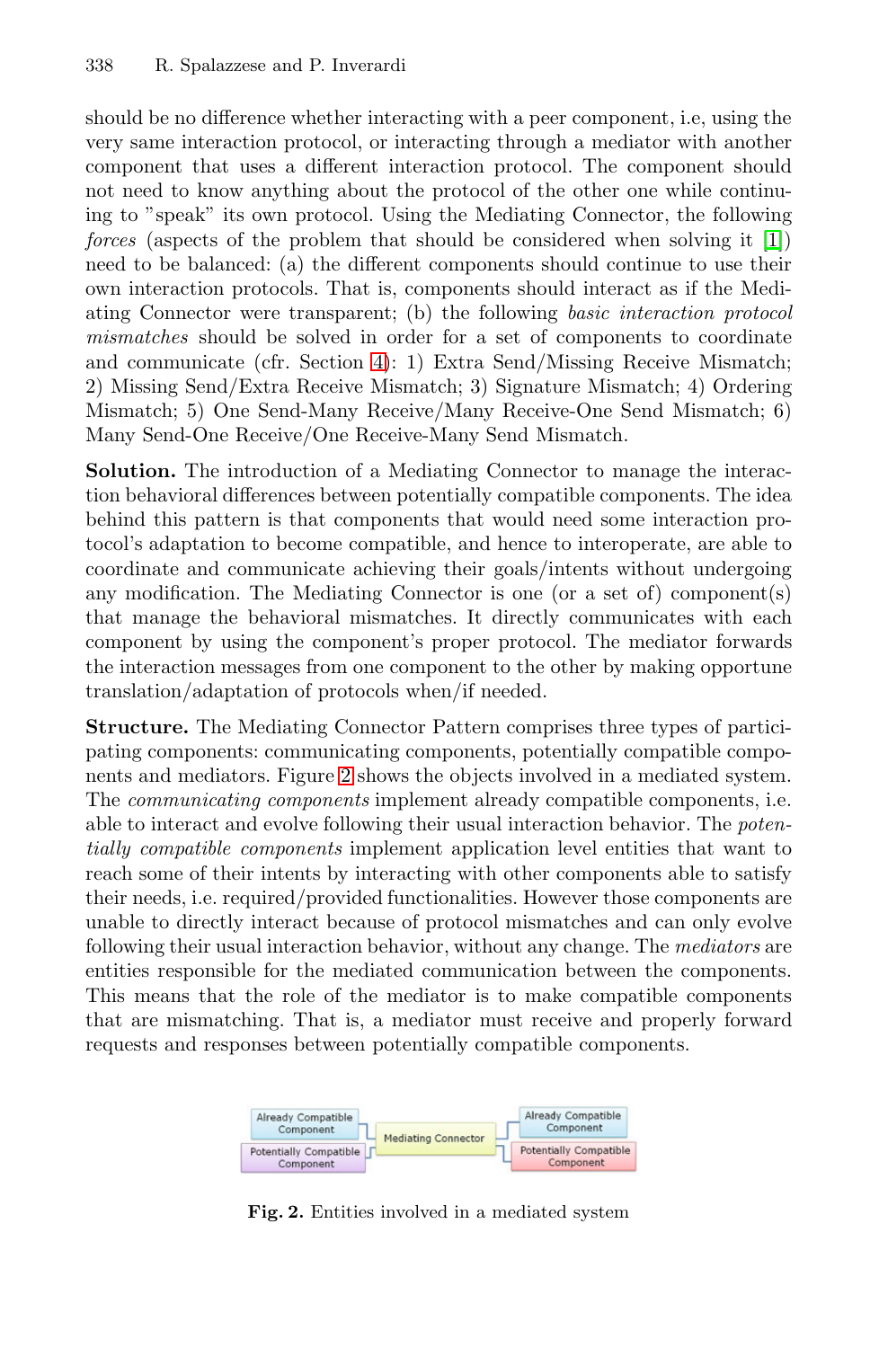should be no difference whether interacting with a peer component, i.e, using the very same interaction protocol, or interacting through a mediator with another component that uses a different interaction protocol. The component should not need to know anything about the protocol of the other one while continuing to "speak" its own protocol. Using the Mediating Connector, the following *forces* (aspects of the problem that should be considered when solving it [1]) need to be balanced: (a) the different components should continue to use their own interaction protocols. That is, components should interact as if the Mediating Connector were transparent; (b) the following *basic interaction protocol mismatches* should be solved in order for a set of components to coordinate and communicate (cfr. Section 4): 1) Extra Send/Missing Receive Mismatch; 2) Missing Send/Extra Receive Mismatch; 3) Signature Mismatch; 4) Ordering Mismatch; 5) One Send-Many Receive/Many Receive-One Send Mismatch; 6) Many Send-One Receive/One Receive-Many Send Mismatch.

**Solution.** The introduction of a Mediating Connector to manage the interaction behavioral differences between potentially compatible components. The idea behind this pattern is that components that would need some interaction protocol's adaptation to become compatible, and hence to interoperate, are able to coordinate and communicate achieving their goals/intents without undergoing any modification. The Mediating Connector is one (or a set of) component(s) that manage the behavioral mismatches. It directly communicates with each component by using the component's proper protocol. The mediator forwards the interaction messages from one component to the other by making opportune translation/adaptation of protocols when/if needed.

**Structure.** The Mediating Connector Pattern comprises three types of participating components: communicating components, potentially compatible components and mediators. Figure 2 shows the objects involved in a mediated system. The *communicating components* implement already compatible components, i.e. able to interact and evolve following their usual interaction behavior. The *potentially compatible components* implement application level entities that want to reach some of their intents by interacting with other components able to satisfy their needs, i.e. required/provided functionalities. However those components are unable to directly interact because of protocol mismatches and can only evolve following their usual interaction behavior, without any change. The *mediators* are entities responsible for the mediated communication between the components. This means that the role of the mediator is to make compatible components that are mismatching. That is, a mediator must receive and properly forward requests and responses between potentially compatible components.

Already Compatible Component
Potentially Compatible Component
Mediating Connector
Already Compatible Component
Potentially Compatible Component

**Fig. 2.** Entities involved in a mediated system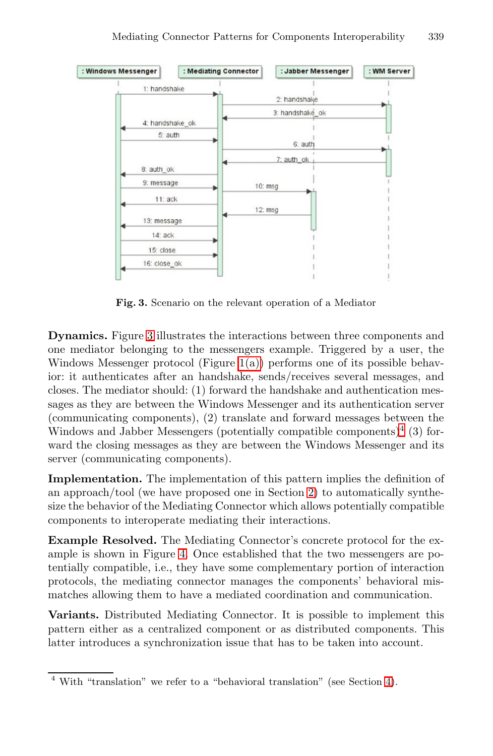Fig. 3. Scenario on the relevant operation of a Mediator

**Dynamics.** Figure 3 illustrates the interactions between three components and one mediator belonging to the messengers example. Triggered by a user, the Windows Messenger protocol (Figure 1(a)) performs one of its possible behavior: it authenticates after an handshake, sends/receives several messages, and closes. The mediator should: (1) forward the handshake and authentication messages as they are between the Windows Messenger and its authentication server (communicating components), (2) translate and forward messages between the Windows and Jabber Messengers (potentially compatible components)[4] (3) forward the closing messages as they are between the Windows Messenger and its server (communicating components).

**Implementation.** The implementation of this pattern implies the definition of an approach/tool (we have proposed one in Section 2) to automatically synthesize the behavior of the Mediating Connector which allows potentially compatible components to interoperate mediating their interactions.

**Example Resolved.** The Mediating Connector's concrete protocol for the example is shown in Figure 4. Once established that the two messengers are potentially compatible, i.e., they have some complementary portion of interaction protocols, the mediating connector manages the components' behavioral mismatches allowing them to have a mediated coordination and communication.

**Variants.** Distributed Mediating Connector. It is possible to implement this pattern either as a centralized component or as distributed components. This latter introduces a synchronization issue that has to be taken into account.

[4] With "translation" we refer to a "behavioral translation" (see Section 4).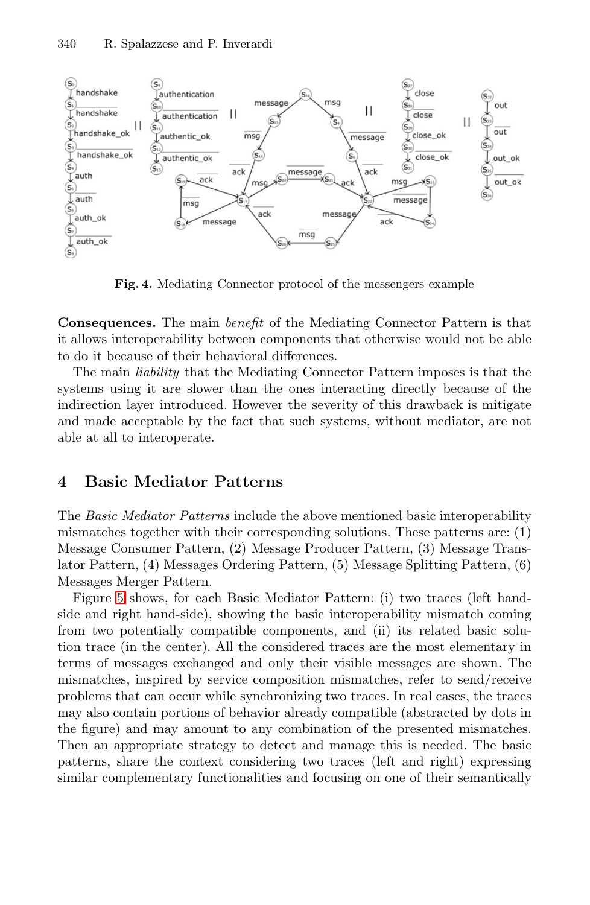**Fig. 4.** Mediating Connector protocol of the messengers example

**Consequences.** The main *benefit* of the Mediating Connector Pattern is that it allows interoperability between components that otherwise would not be able to do it because of their behavioral differences.

The main *liability* that the Mediating Connector Pattern imposes is that the systems using it are slower than the ones interacting directly because of the indirection layer introduced. However the severity of this drawback is mitigate and made acceptable by the fact that such systems, without mediator, are not able at all to interoperate.

## 4 Basic Mediator Patterns

The *Basic Mediator Patterns* include the above mentioned basic interoperability mismatches together with their corresponding solutions. These patterns are: (1) Message Consumer Pattern, (2) Message Producer Pattern, (3) Message Translator Pattern, (4) Messages Ordering Pattern, (5) Message Splitting Pattern, (6) Messages Merger Pattern.

Figure 5 shows, for each Basic Mediator Pattern: (i) two traces (left hand-side and right hand-side), showing the basic interoperability mismatch coming from two potentially compatible components, and (ii) its related basic solution trace (in the center). All the considered traces are the most elementary in terms of messages exchanged and only their visible messages are shown. The mismatches, inspired by service composition mismatches, refer to send/receive problems that can occur while synchronizing two traces. In real cases, the traces may also contain portions of behavior already compatible (abstracted by dots in the figure) and may amount to any combination of the presented mismatches. Then an appropriate strategy to detect and manage this is needed. The basic patterns, share the context considering two traces (left and right) expressing similar complementary functionalities and focusing on one of their semantically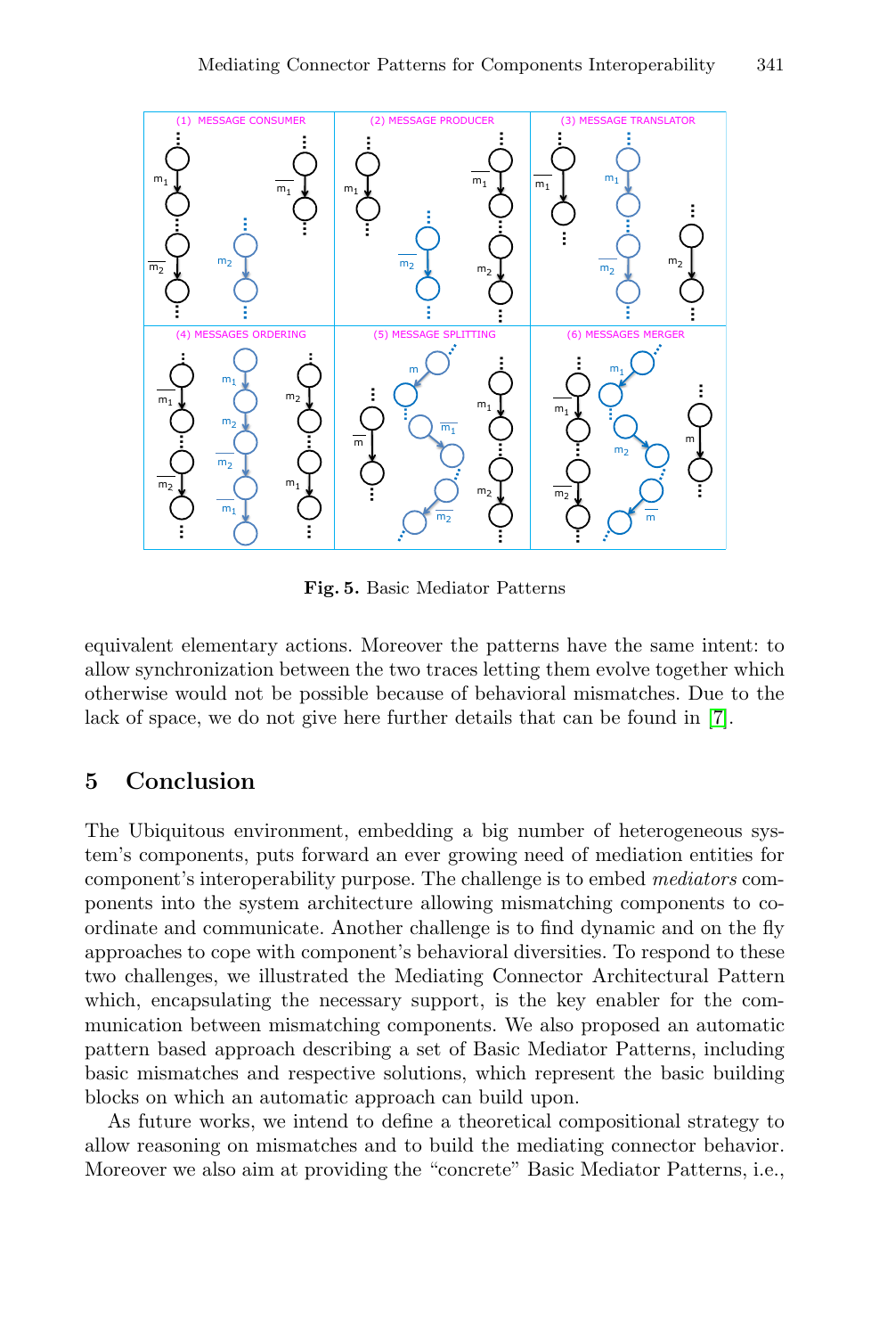**Fig. 5.** Basic Mediator Patterns

equivalent elementary actions. Moreover the patterns have the same intent: to allow synchronization between the two traces letting them evolve together which otherwise would not be possible because of behavioral mismatches. Due to the lack of space, we do not give here further details that can be found in [7].

## 5 Conclusion

The Ubiquitous environment, embedding a big number of heterogeneous system's components, puts forward an ever growing need of mediation entities for component's interoperability purpose. The challenge is to embed *mediators* components into the system architecture allowing mismatching components to coordinate and communicate. Another challenge is to find dynamic and on the fly approaches to cope with component's behavioral diversities. To respond to these two challenges, we illustrated the Mediating Connector Architectural Pattern which, encapsulating the necessary support, is the key enabler for the communication between mismatching components. We also proposed an automatic pattern based approach describing a set of Basic Mediator Patterns, including basic mismatches and respective solutions, which represent the basic building blocks on which an automatic approach can build upon.

As future works, we intend to define a theoretical compositional strategy to allow reasoning on mismatches and to build the mediating connector behavior. Moreover we also aim at providing the "concrete" Basic Mediator Patterns, i.e.,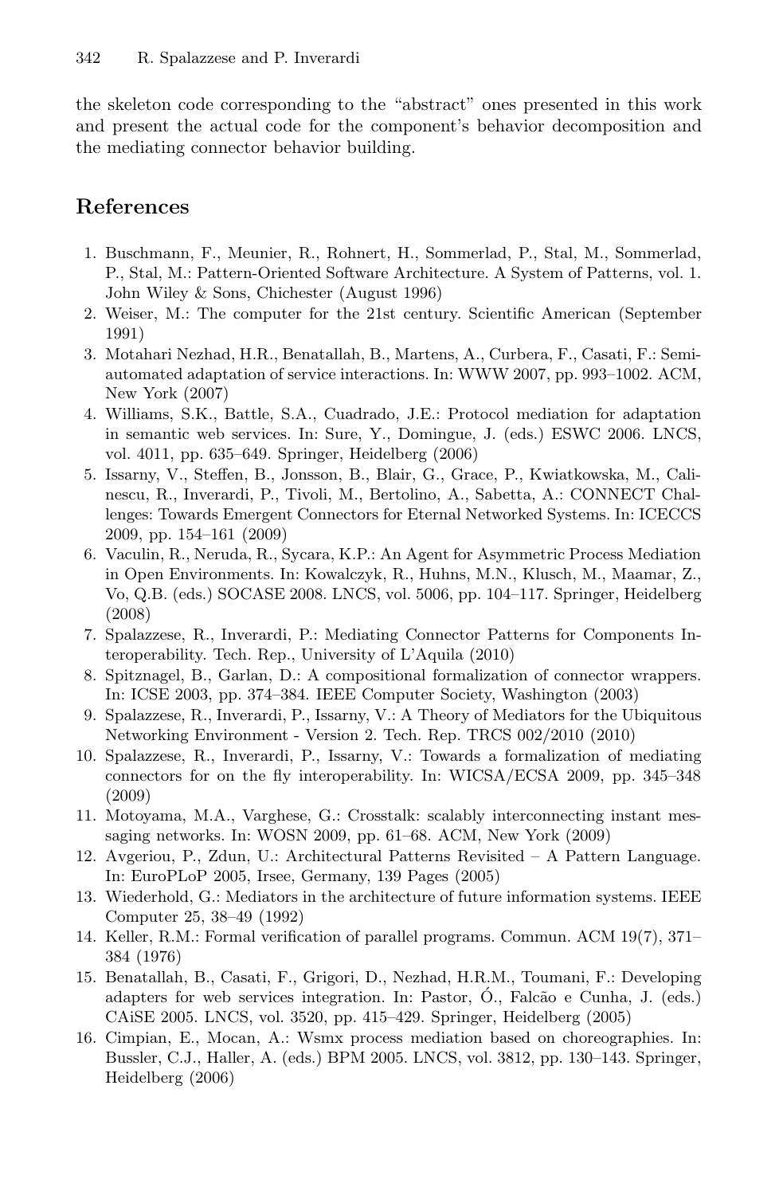the skeleton code corresponding to the "abstract" ones presented in this work and present the actual code for the component's behavior decomposition and the mediating connector behavior building.

## References

1. Buschmann, F., Meunier, R., Rohnert, H., Sommerlad, P., Stal, M., Sommerlad, P., Stal, M.: Pattern-Oriented Software Architecture. A System of Patterns, vol. 1. John Wiley & Sons, Chichester (August 1996)
2. Weiser, M.: The computer for the 21st century. Scientific American (September 1991)
3. Motahari Nezhad, H.R., Benatallah, B., Martens, A., Curbera, F., Casati, F.: Semi-automated adaptation of service interactions. In: WWW 2007, pp. 993–1002. ACM, New York (2007)
4. Williams, S.K., Battle, S.A., Cuadrado, J.E.: Protocol mediation for adaptation in semantic web services. In: Sure, Y., Domingue, J. (eds.) ESWC 2006. LNCS, vol. 4011, pp. 635–649. Springer, Heidelberg (2006)
5. Issarny, V., Steffen, B., Jonsson, B., Blair, G., Grace, P., Kwiatkowska, M., Calinescu, R., Inverardi, P., Tivoli, M., Bertolino, A., Sabetta, A.: CONNECT Challenges: Towards Emergent Connectors for Eternal Networked Systems. In: ICECCS 2009, pp. 154–161 (2009)
6. Vaculin, R., Neruda, R., Sycara, K.P.: An Agent for Asymmetric Process Mediation in Open Environments. In: Kowalczyk, R., Huhns, M.N., Klusch, M., Maamar, Z., Vo, Q.B. (eds.) SOCASE 2008. LNCS, vol. 5006, pp. 104–117. Springer, Heidelberg (2008)
7. Spalazzese, R., Inverardi, P.: Mediating Connector Patterns for Components Interoperability. Tech. Rep., University of L'Aquila (2010)
8. Spitznagel, B., Garlan, D.: A compositional formalization of connector wrappers. In: ICSE 2003, pp. 374–384. IEEE Computer Society, Washington (2003)
9. Spalazzese, R., Inverardi, P., Issarny, V.: A Theory of Mediators for the Ubiquitous Networking Environment - Version 2. Tech. Rep. TRCS 002/2010 (2010)
10. Spalazzese, R., Inverardi, P., Issarny, V.: Towards a formalization of mediating connectors for on the fly interoperability. In: WICSA/ECSA 2009, pp. 345–348 (2009)
11. Motoyama, M.A., Varghese, G.: Crosstalk: scalably interconnecting instant messaging networks. In: WOSN 2009, pp. 61–68. ACM, New York (2009)
12. Avgeriou, P., Zdun, U.: Architectural Patterns Revisited – A Pattern Language. In: EuroPLoP 2005, Irsee, Germany, 139 Pages (2005)
13. Wiederhold, G.: Mediators in the architecture of future information systems. IEEE Computer 25, 38–49 (1992)
14. Keller, R.M.: Formal verification of parallel programs. Commun. ACM 19(7), 371–384 (1976)
15. Benatallah, B., Casati, F., Grigori, D., Nezhad, H.R.M., Toumani, F.: Developing adapters for web services integration. In: Pastor, Ó., Falcão e Cunha, J. (eds.) CAiSE 2005. LNCS, vol. 3520, pp. 415–429. Springer, Heidelberg (2005)
16. Cimpian, E., Mocan, A.: Wsmx process mediation based on choreographies. In: Bussler, C.J., Haller, A. (eds.) BPM 2005. LNCS, vol. 3812, pp. 130–143. Springer, Heidelberg (2006)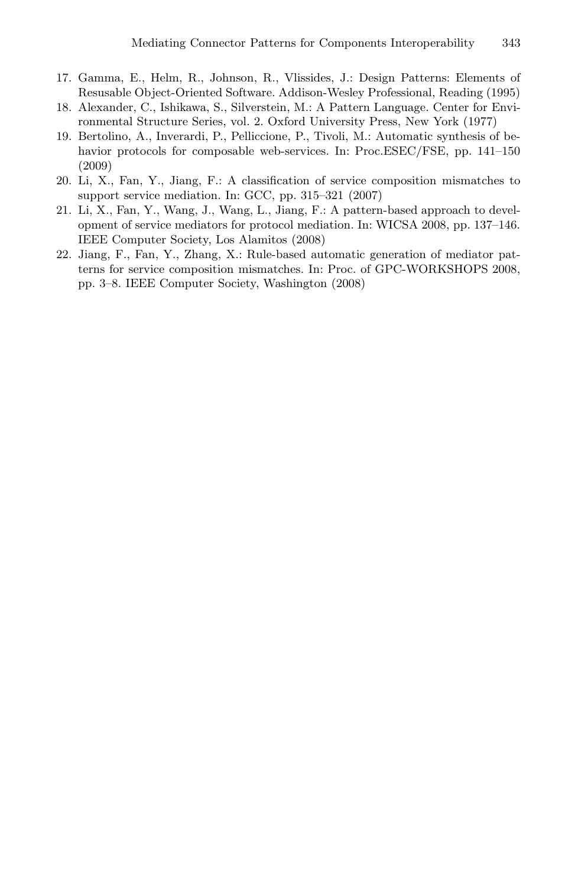17. Gamma, E., Helm, R., Johnson, R., Vlissides, J.: Design Patterns: Elements of Resusable Object-Oriented Software. Addison-Wesley Professional, Reading (1995)
18. Alexander, C., Ishikawa, S., Silverstein, M.: A Pattern Language. Center for Environmental Structure Series, vol. 2. Oxford University Press, New York (1977)
19. Bertolino, A., Inverardi, P., Pelliccione, P., Tivoli, M.: Automatic synthesis of behavior protocols for composable web-services. In: Proc.ESEC/FSE, pp. 141–150 (2009)
20. Li, X., Fan, Y., Jiang, F.: A classification of service composition mismatches to support service mediation. In: GCC, pp. 315–321 (2007)
21. Li, X., Fan, Y., Wang, J., Wang, L., Jiang, F.: A pattern-based approach to development of service mediators for protocol mediation. In: WICSA 2008, pp. 137–146. IEEE Computer Society, Los Alamitos (2008)
22. Jiang, F., Fan, Y., Zhang, X.: Rule-based automatic generation of mediator patterns for service composition mismatches. In: Proc. of GPC-WORKSHOPS 2008, pp. 3–8. IEEE Computer Society, Washington (2008)